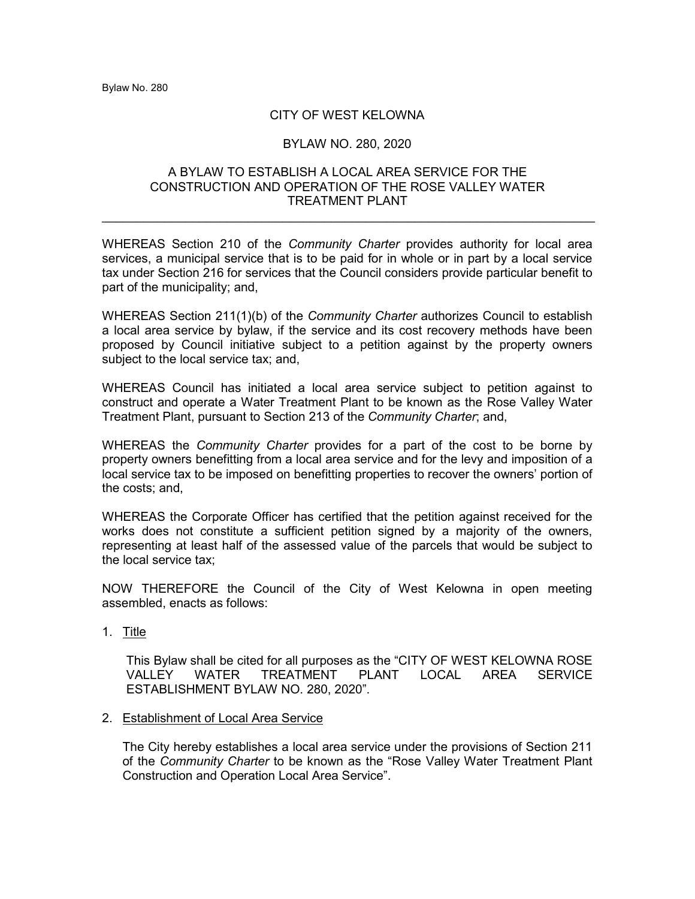# CITY OF WEST KELOWNA

## BYLAW NO. 280, 2020

### A BYLAW TO ESTABLISH A LOCAL AREA SERVICE FOR THE CONSTRUCTION AND OPERATION OF THE ROSE VALLEY WATER TREATMENT PLANT

---

WHEREAS Section 210 of the *Community Charter* provides authority for local area services, a municipal service that is to be paid for in whole or in part by a local service tax under Section 216 for services that the Council considers provide particular benefit to part of the municipality; and,

WHEREAS Section 211(1)(b) of the *Community Charter* authorizes Council to establish a local area service by bylaw, if the service and its cost recovery methods have been proposed by Council initiative subject to a petition against by the property owners subject to the local service tax; and,

WHEREAS Council has initiated a local area service subject to petition against to construct and operate a Water Treatment Plant to be known as the Rose Valley Water Treatment Plant, pursuant to Section 213 of the *Community Charter*; and,

WHEREAS the *Community Charter* provides for a part of the cost to be borne by property owners benefitting from a local area service and for the levy and imposition of a local service tax to be imposed on benefitting properties to recover the owners' portion of the costs; and,

WHEREAS the Corporate Officer has certified that the petition against received for the works does not constitute a sufficient petition signed by a majority of the owners, representing at least half of the assessed value of the parcels that would be subject to the local service tax;

NOW THEREFORE the Council of the City of West Kelowna in open meeting assembled, enacts as follows:

1. Title

   This Bylaw shall be cited for all purposes as the "CITY OF WEST KELOWNA ROSE VALLEY WATER TREATMENT PLANT LOCAL AREA SERVICE ESTABLISHMENT BYLAW NO. 280, 2020".

2. Establishment of Local Area Service

   The City hereby establishes a local area service under the provisions of Section 211 of the *Community Charter* to be known as the "Rose Valley Water Treatment Plant Construction and Operation Local Area Service".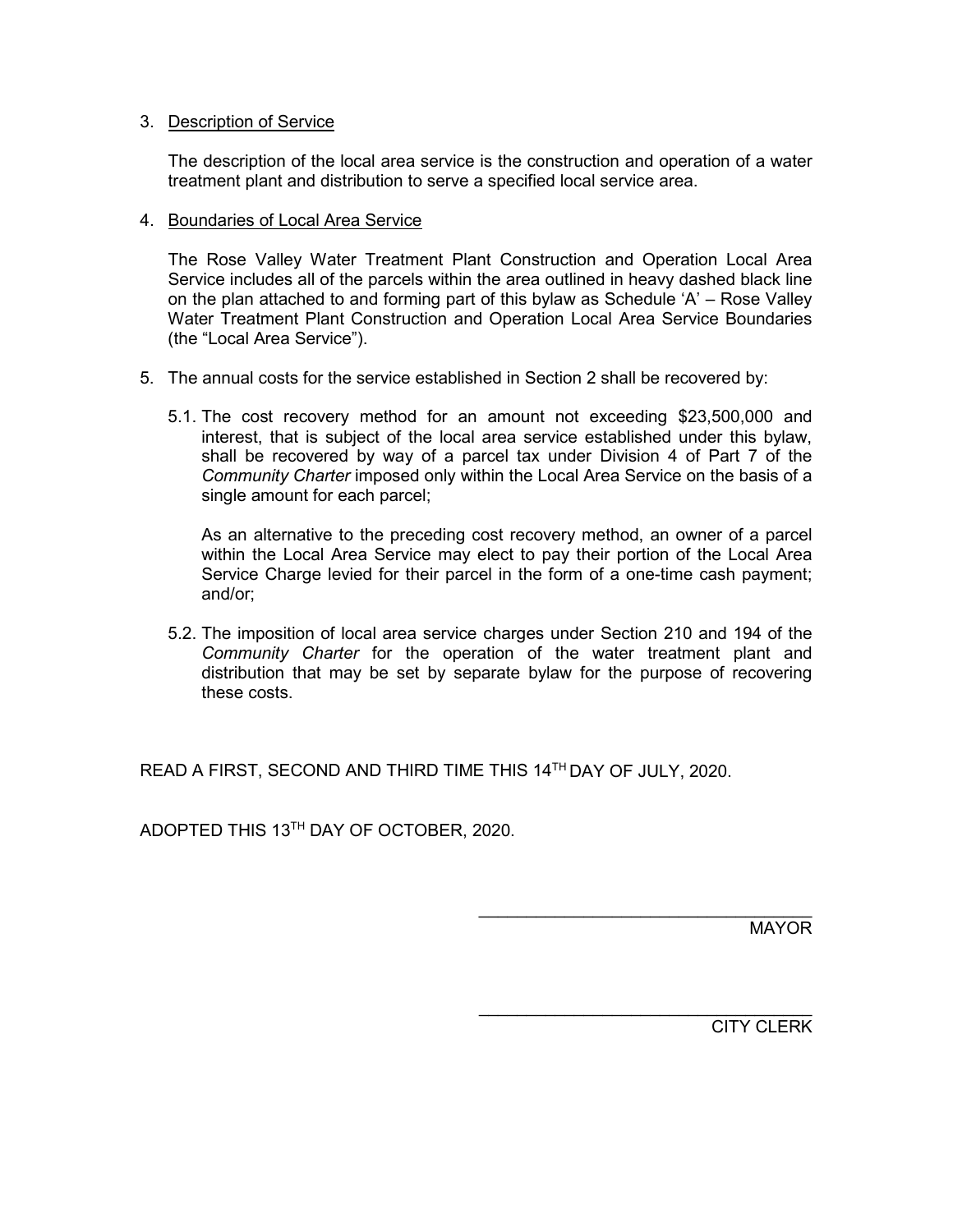3. <u>Description of Service</u>

   The description of the local area service is the construction and operation of a water treatment plant and distribution to serve a specified local service area.

4. <u>Boundaries of Local Area Service</u>

   The Rose Valley Water Treatment Plant Construction and Operation Local Area Service includes all of the parcels within the area outlined in heavy dashed black line on the plan attached to and forming part of this bylaw as Schedule 'A' – Rose Valley Water Treatment Plant Construction and Operation Local Area Service Boundaries (the "Local Area Service").

5. The annual costs for the service established in Section 2 shall be recovered by:

   5.1. The cost recovery method for an amount not exceeding $23,500,000 and interest, that is subject of the local area service established under this bylaw, shall be recovered by way of a parcel tax under Division 4 of Part 7 of the *Community Charter* imposed only within the Local Area Service on the basis of a single amount for each parcel;

   As an alternative to the preceding cost recovery method, an owner of a parcel within the Local Area Service may elect to pay their portion of the Local Area Service Charge levied for their parcel in the form of a one-time cash payment; and/or;

   5.2. The imposition of local area service charges under Section 210 and 194 of the *Community Charter* for the operation of the water treatment plant and distribution that may be set by separate bylaw for the purpose of recovering these costs.

READ A FIRST, SECOND AND THIRD TIME THIS 14TH DAY OF JULY, 2020.

ADOPTED THIS 13TH DAY OF OCTOBER, 2020.

\_\_\_\_\_\_\_\_\_\_\_\_\_\_\_\_\_\_\_\_\_\_\_\_\_\_\_\_\_\_\_\_\_\_\_\_
MAYOR

\_\_\_\_\_\_\_\_\_\_\_\_\_\_\_\_\_\_\_\_\_\_\_\_\_\_\_\_\_\_\_\_\_\_\_\_
CITY CLERK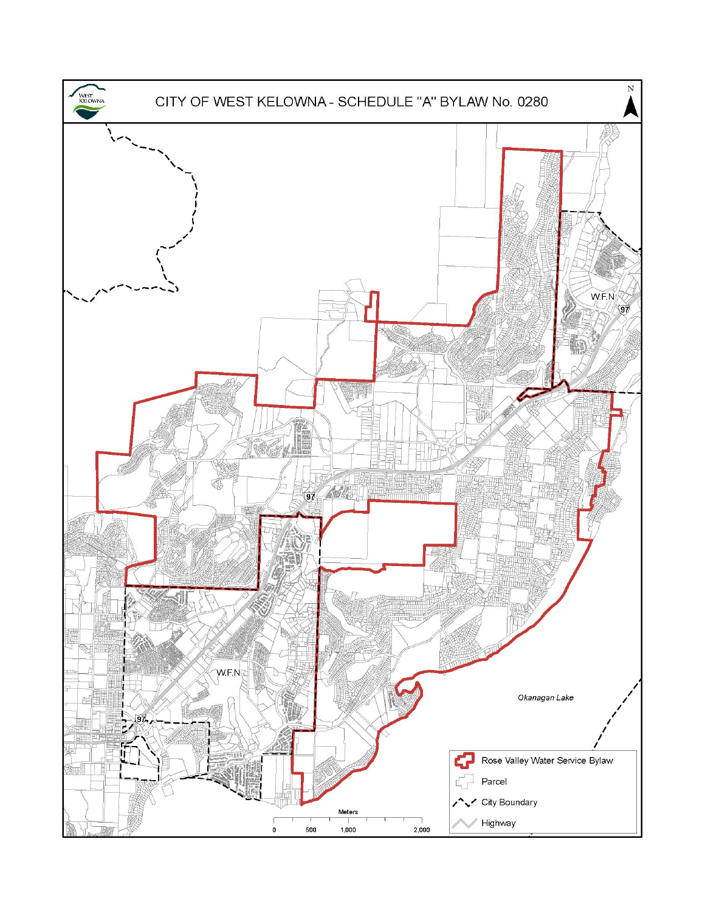# CITY OF WEST KELOWNA - SCHEDULE "A" BYLAW No. 0280

N

W.F.N

97

97

W.F.N

97

Okanagan Lake

Meters

0 500 1,000 2,000

Rose Valley Water Service Bylaw

Parcel

City Boundary

Highway